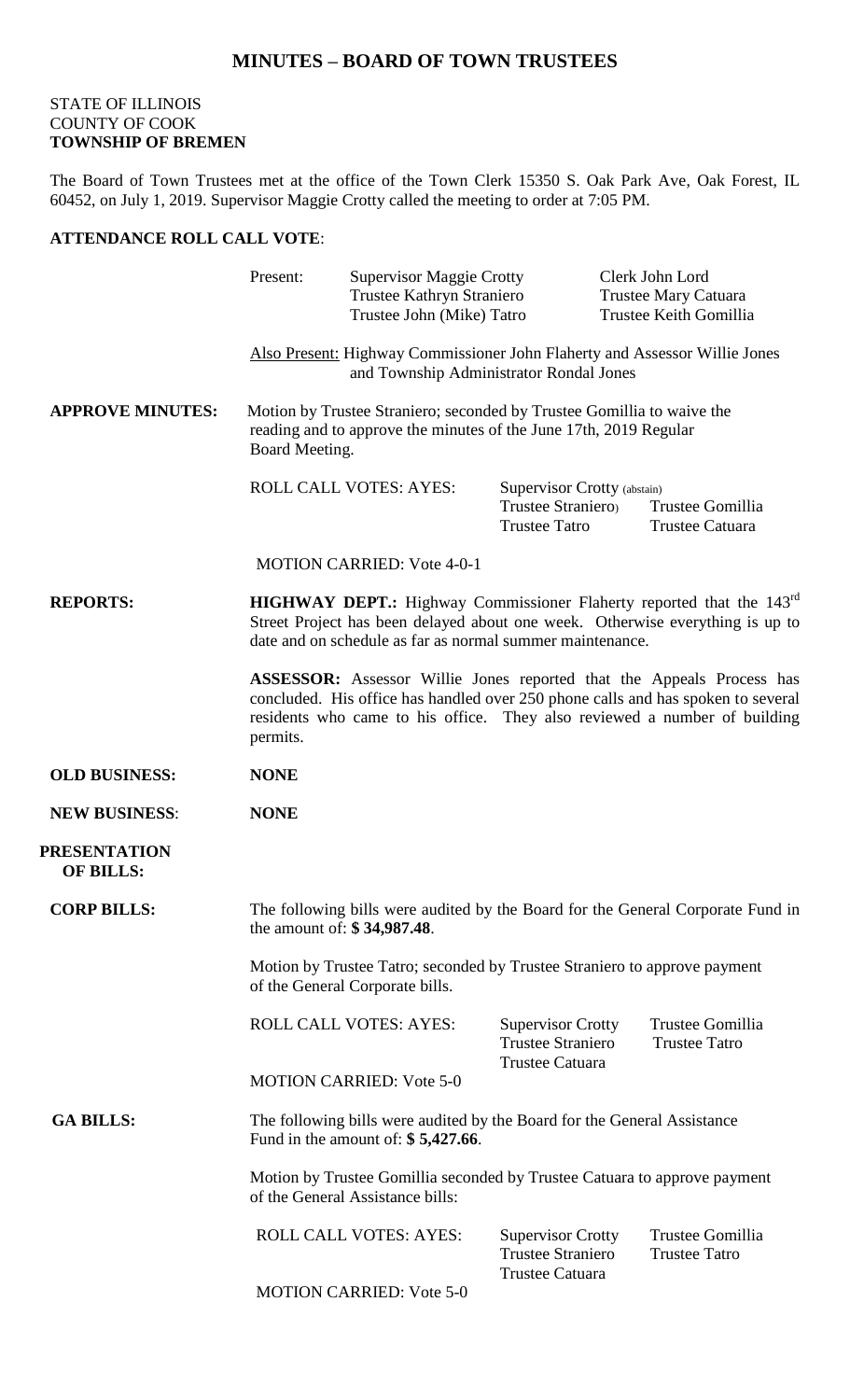# MINUTES – BOARD OF TOWN TRUSTEES

STATE OF ILLINOIS
COUNTY OF COOK
**TOWNSHIP OF BREMEN**

The Board of Town Trustees met at the office of the Town Clerk 15350 S. Oak Park Ave, Oak Forest, IL 60452, on July 1, 2019. Supervisor Maggie Crotty called the meeting to order at 7:05 PM.

**ATTENDANCE ROLL CALL VOTE**:

Present: Supervisor Maggie Crotty, Trustee Kathryn Straniero, Trustee John (Mike) Tatro, Clerk John Lord, Trustee Mary Catuara, Trustee Keith Gomillia

Also Present: Highway Commissioner John Flaherty and Assessor Willie Jones and Township Administrator Rondal Jones

**APPROVE MINUTES:** Motion by Trustee Straniero; seconded by Trustee Gomillia to waive the reading and to approve the minutes of the June 17th, 2019 Regular Board Meeting.

ROLL CALL VOTES: AYES: Supervisor Crotty (abstain), Trustee Straniero, Trustee Gomillia, Trustee Tatro, Trustee Catuara

MOTION CARRIED: Vote 4-0-1

**REPORTS:**

**HIGHWAY DEPT.:** Highway Commissioner Flaherty reported that the 143rd Street Project has been delayed about one week. Otherwise everything is up to date and on schedule as far as normal summer maintenance.

**ASSESSOR:** Assessor Willie Jones reported that the Appeals Process has concluded. His office has handled over 250 phone calls and has spoken to several residents who came to his office. They also reviewed a number of building permits.

**OLD BUSINESS:** **NONE**

**NEW BUSINESS**: **NONE**

**PRESENTATION OF BILLS:**

**CORP BILLS:** The following bills were audited by the Board for the General Corporate Fund in the amount of: **$ 34,987.48**.

Motion by Trustee Tatro; seconded by Trustee Straniero to approve payment of the General Corporate bills.

ROLL CALL VOTES: AYES: Supervisor Crotty, Trustee Straniero, Trustee Catuara, Trustee Gomillia, Trustee Tatro

MOTION CARRIED: Vote 5-0

**GA BILLS:** The following bills were audited by the Board for the General Assistance Fund in the amount of: **$ 5,427.66**.

Motion by Trustee Gomillia seconded by Trustee Catuara to approve payment of the General Assistance bills:

ROLL CALL VOTES: AYES: Supervisor Crotty, Trustee Straniero, Trustee Catuara, Trustee Gomillia, Trustee Tatro

MOTION CARRIED: Vote 5-0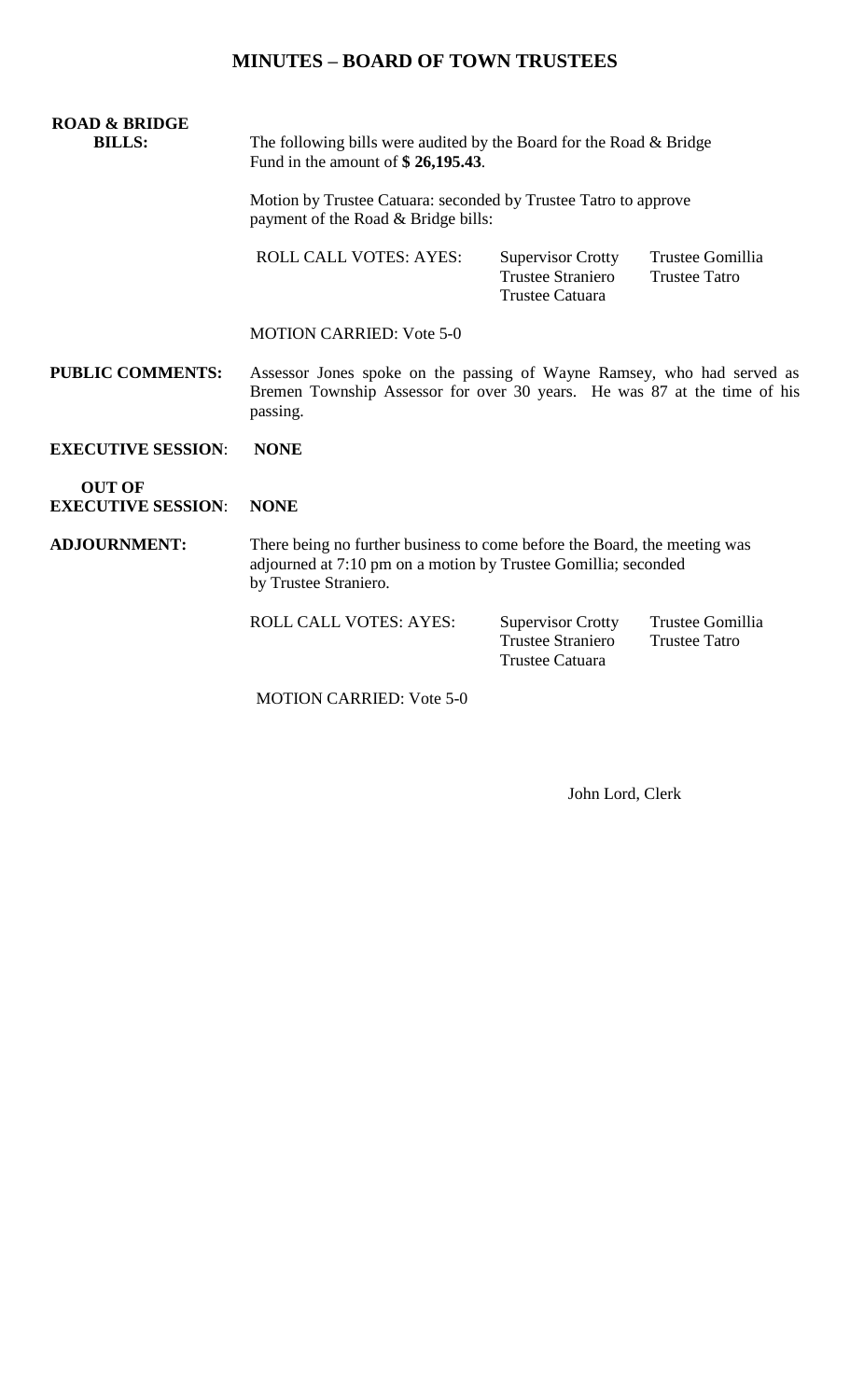# MINUTES – BOARD OF TOWN TRUSTEES

**ROAD & BRIDGE BILLS:** The following bills were audited by the Board for the Road & Bridge Fund in the amount of **$ 26,195.43**.

Motion by Trustee Catuara: seconded by Trustee Tatro to approve payment of the Road & Bridge bills:

| | | |
|---|---|---|
| ROLL CALL VOTES: AYES: | Supervisor Crotty<br>Trustee Straniero<br>Trustee Catuara | Trustee Gomillia<br>Trustee Tatro |

MOTION CARRIED: Vote 5-0

**PUBLIC COMMENTS:** Assessor Jones spoke on the passing of Wayne Ramsey, who had served as Bremen Township Assessor for over 30 years. He was 87 at the time of his passing.

**EXECUTIVE SESSION:** **NONE**

**OUT OF EXECUTIVE SESSION:** **NONE**

**ADJOURNMENT:** There being no further business to come before the Board, the meeting was adjourned at 7:10 pm on a motion by Trustee Gomillia; seconded by Trustee Straniero.

| | | |
|---|---|---|
| ROLL CALL VOTES: AYES: | Supervisor Crotty<br>Trustee Straniero<br>Trustee Catuara | Trustee Gomillia<br>Trustee Tatro |

MOTION CARRIED: Vote 5-0

John Lord, Clerk